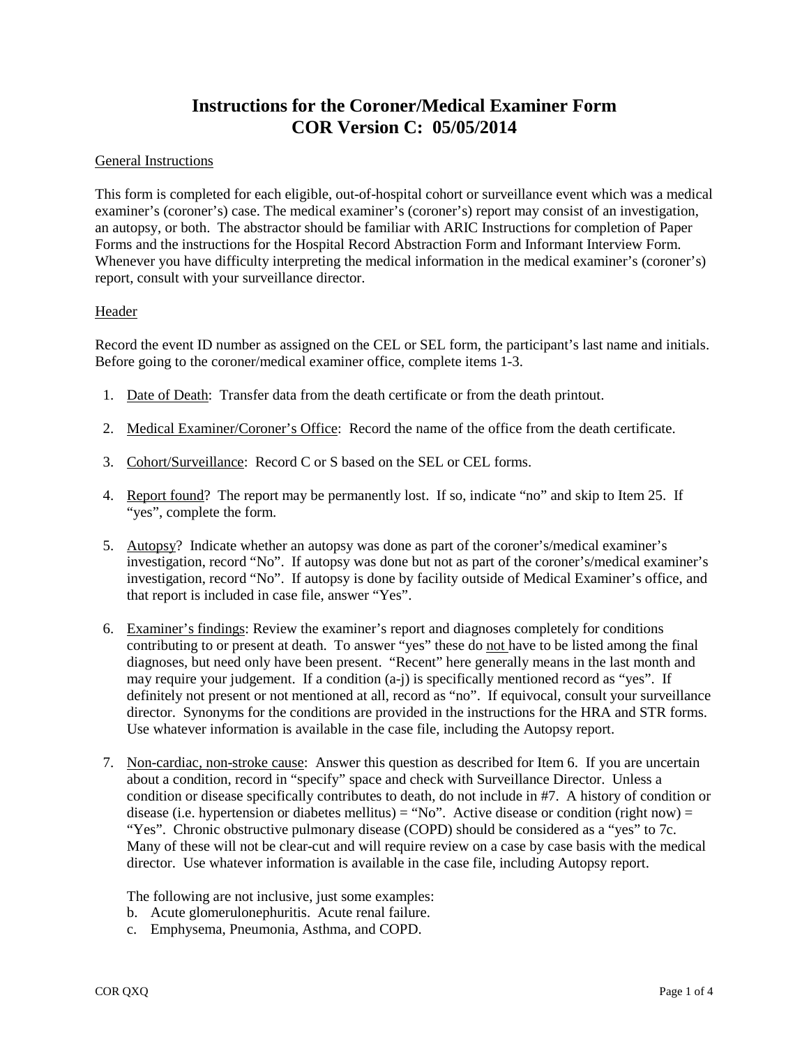# Instructions for the Coroner/Medical Examiner Form
# COR Version C: 05/05/2014

General Instructions

This form is completed for each eligible, out-of-hospital cohort or surveillance event which was a medical examiner's (coroner's) case. The medical examiner's (coroner's) report may consist of an investigation, an autopsy, or both. The abstractor should be familiar with ARIC Instructions for completion of Paper Forms and the instructions for the Hospital Record Abstraction Form and Informant Interview Form. Whenever you have difficulty interpreting the medical information in the medical examiner's (coroner's) report, consult with your surveillance director.

Header

Record the event ID number as assigned on the CEL or SEL form, the participant's last name and initials. Before going to the coroner/medical examiner office, complete items 1-3.

1. Date of Death: Transfer data from the death certificate or from the death printout.

2. Medical Examiner/Coroner's Office: Record the name of the office from the death certificate.

3. Cohort/Surveillance: Record C or S based on the SEL or CEL forms.

4. Report found? The report may be permanently lost. If so, indicate "no" and skip to Item 25. If "yes", complete the form.

5. Autopsy? Indicate whether an autopsy was done as part of the coroner's/medical examiner's investigation, record "No". If autopsy was done but not as part of the coroner's/medical examiner's investigation, record "No". If autopsy is done by facility outside of Medical Examiner's office, and that report is included in case file, answer "Yes".

6. Examiner's findings: Review the examiner's report and diagnoses completely for conditions contributing to or present at death. To answer "yes" these do not have to be listed among the final diagnoses, but need only have been present. "Recent" here generally means in the last month and may require your judgement. If a condition (a-j) is specifically mentioned record as "yes". If definitely not present or not mentioned at all, record as "no". If equivocal, consult your surveillance director. Synonyms for the conditions are provided in the instructions for the HRA and STR forms. Use whatever information is available in the case file, including the Autopsy report.

7. Non-cardiac, non-stroke cause: Answer this question as described for Item 6. If you are uncertain about a condition, record in "specify" space and check with Surveillance Director. Unless a condition or disease specifically contributes to death, do not include in #7. A history of condition or disease (i.e. hypertension or diabetes mellitus) = "No". Active disease or condition (right now) = "Yes". Chronic obstructive pulmonary disease (COPD) should be considered as a "yes" to 7c. Many of these will not be clear-cut and will require review on a case by case basis with the medical director. Use whatever information is available in the case file, including Autopsy report.

   The following are not inclusive, just some examples:

   b. Acute glomerulonephuritis. Acute renal failure.
   c. Emphysema, Pneumonia, Asthma, and COPD.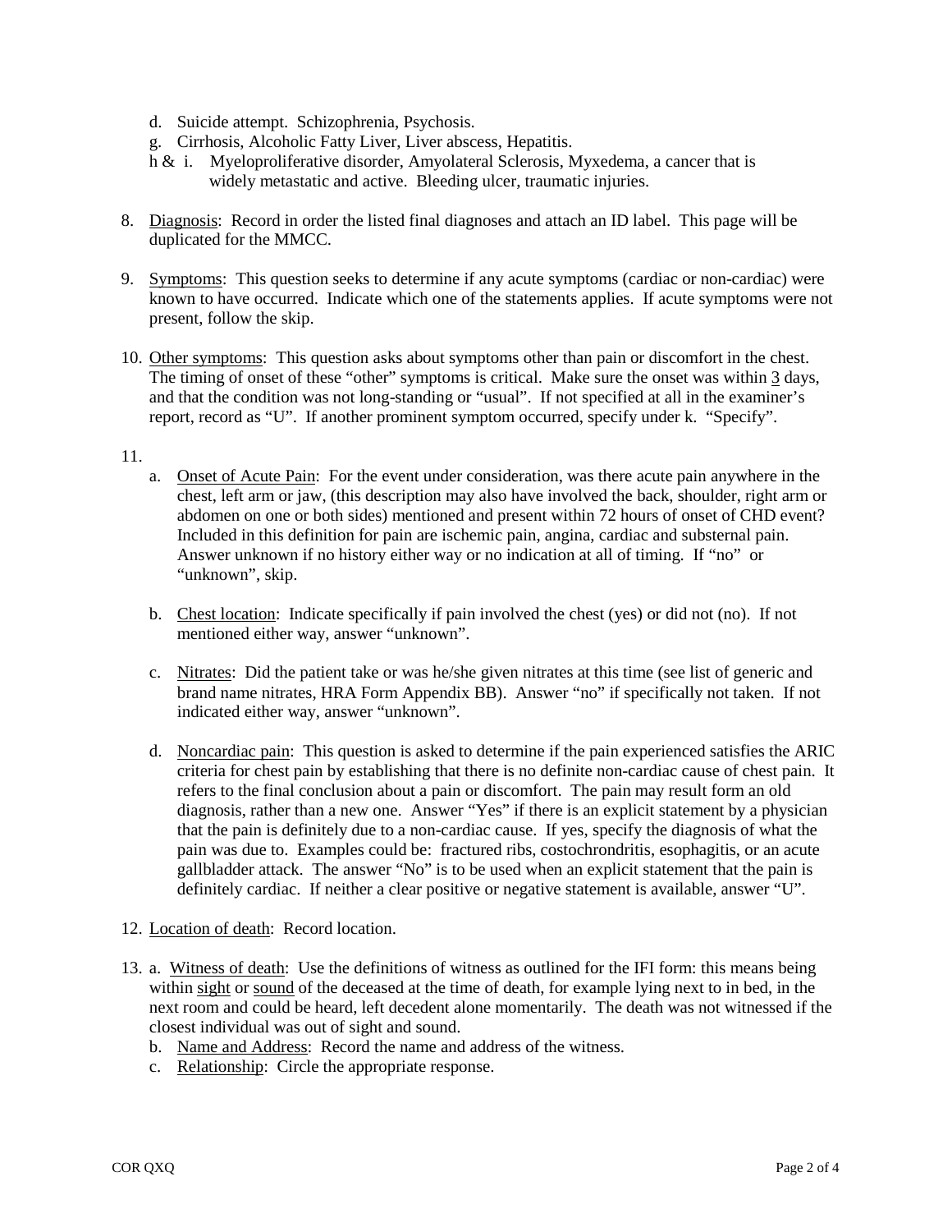- d. Suicide attempt. Schizophrenia, Psychosis.
- g. Cirrhosis, Alcoholic Fatty Liver, Liver abscess, Hepatitis.
- h & i. Myeloproliferative disorder, Amyolateral Sclerosis, Myxedema, a cancer that is widely metastatic and active. Bleeding ulcer, traumatic injuries.

8. Diagnosis: Record in order the listed final diagnoses and attach an ID label. This page will be duplicated for the MMCC.

9. Symptoms: This question seeks to determine if any acute symptoms (cardiac or non-cardiac) were known to have occurred. Indicate which one of the statements applies. If acute symptoms were not present, follow the skip.

10. Other symptoms: This question asks about symptoms other than pain or discomfort in the chest. The timing of onset of these "other" symptoms is critical. Make sure the onset was within 3 days, and that the condition was not long-standing or "usual". If not specified at all in the examiner's report, record as "U". If another prominent symptom occurred, specify under k. "Specify".

11.
   a. Onset of Acute Pain: For the event under consideration, was there acute pain anywhere in the chest, left arm or jaw, (this description may also have involved the back, shoulder, right arm or abdomen on one or both sides) mentioned and present within 72 hours of onset of CHD event? Included in this definition for pain are ischemic pain, angina, cardiac and substernal pain. Answer unknown if no history either way or no indication at all of timing. If "no" or "unknown", skip.

   b. Chest location: Indicate specifically if pain involved the chest (yes) or did not (no). If not mentioned either way, answer "unknown".

   c. Nitrates: Did the patient take or was he/she given nitrates at this time (see list of generic and brand name nitrates, HRA Form Appendix BB). Answer "no" if specifically not taken. If not indicated either way, answer "unknown".

   d. Noncardiac pain: This question is asked to determine if the pain experienced satisfies the ARIC criteria for chest pain by establishing that there is no definite non-cardiac cause of chest pain. It refers to the final conclusion about a pain or discomfort. The pain may result form an old diagnosis, rather than a new one. Answer "Yes" if there is an explicit statement by a physician that the pain is definitely due to a non-cardiac cause. If yes, specify the diagnosis of what the pain was due to. Examples could be: fractured ribs, costochrondritis, esophagitis, or an acute gallbladder attack. The answer "No" is to be used when an explicit statement that the pain is definitely cardiac. If neither a clear positive or negative statement is available, answer "U".

12. Location of death: Record location.

13. a. Witness of death: Use the definitions of witness as outlined for the IFI form: this means being within sight or sound of the deceased at the time of death, for example lying next to in bed, in the next room and could be heard, left decedent alone momentarily. The death was not witnessed if the closest individual was out of sight and sound.
   b. Name and Address: Record the name and address of the witness.
   c. Relationship: Circle the appropriate response.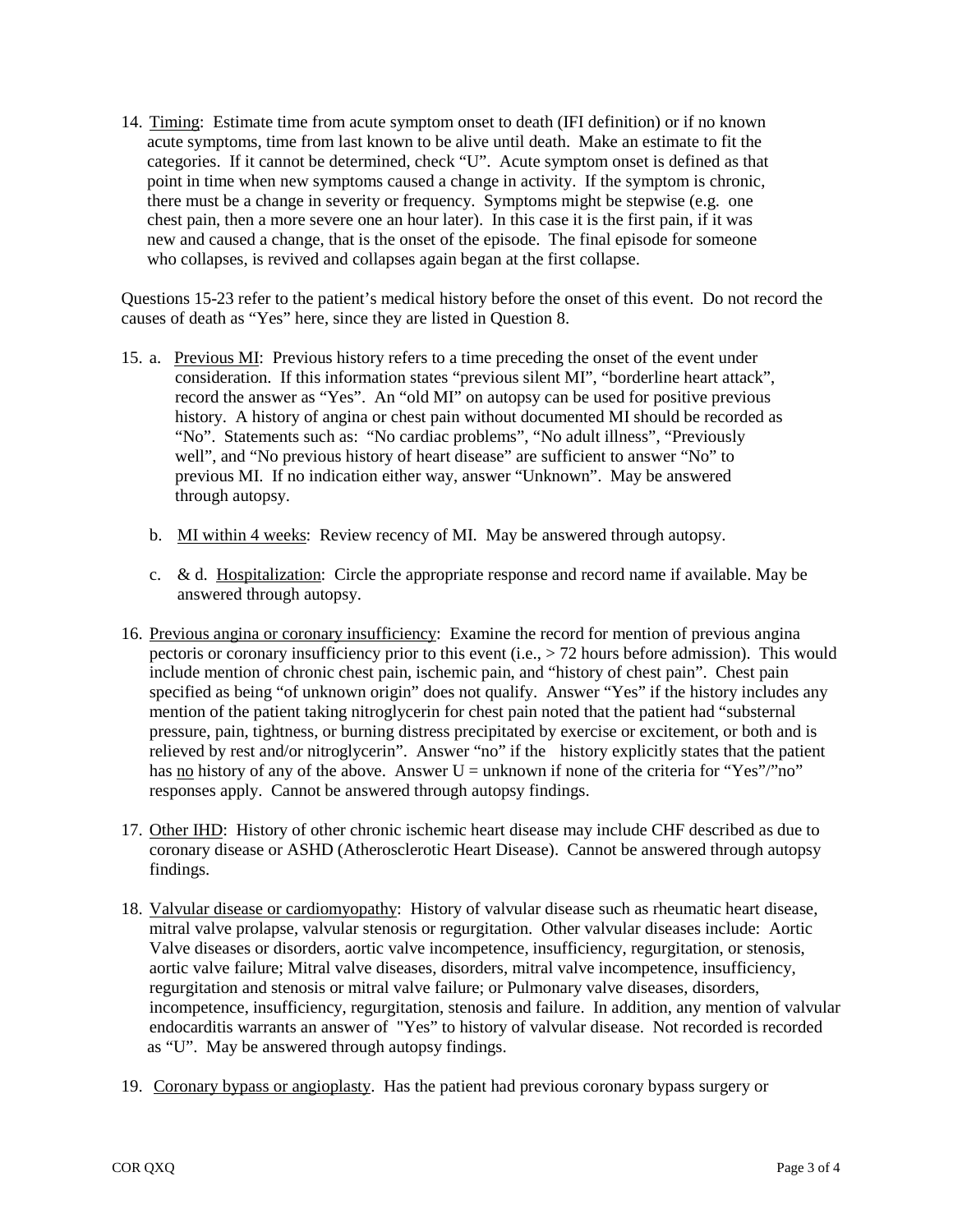14. <u>Timing</u>: Estimate time from acute symptom onset to death (IFI definition) or if no known acute symptoms, time from last known to be alive until death. Make an estimate to fit the categories. If it cannot be determined, check "U". Acute symptom onset is defined as that point in time when new symptoms caused a change in activity. If the symptom is chronic, there must be a change in severity or frequency. Symptoms might be stepwise (e.g. one chest pain, then a more severe one an hour later). In this case it is the first pain, if it was new and caused a change, that is the onset of the episode. The final episode for someone who collapses, is revived and collapses again began at the first collapse.

Questions 15-23 refer to the patient's medical history before the onset of this event. Do not record the causes of death as "Yes" here, since they are listed in Question 8.

15. a. <u>Previous MI</u>: Previous history refers to a time preceding the onset of the event under consideration. If this information states "previous silent MI", "borderline heart attack", record the answer as "Yes". An "old MI" on autopsy can be used for positive previous history. A history of angina or chest pain without documented MI should be recorded as "No". Statements such as: "No cardiac problems", "No adult illness", "Previously well", and "No previous history of heart disease" are sufficient to answer "No" to previous MI. If no indication either way, answer "Unknown". May be answered through autopsy.

    b. <u>MI within 4 weeks</u>: Review recency of MI. May be answered through autopsy.

    c. & d. <u>Hospitalization</u>: Circle the appropriate response and record name if available. May be answered through autopsy.

16. <u>Previous angina or coronary insufficiency</u>: Examine the record for mention of previous angina pectoris or coronary insufficiency prior to this event (i.e., > 72 hours before admission). This would include mention of chronic chest pain, ischemic pain, and "history of chest pain". Chest pain specified as being "of unknown origin" does not qualify. Answer "Yes" if the history includes any mention of the patient taking nitroglycerin for chest pain noted that the patient had "substernal pressure, pain, tightness, or burning distress precipitated by exercise or excitement, or both and is relieved by rest and/or nitroglycerin". Answer "no" if the history explicitly states that the patient has <u>no</u> history of any of the above. Answer U = unknown if none of the criteria for "Yes"/"no" responses apply. Cannot be answered through autopsy findings.

17. <u>Other IHD</u>: History of other chronic ischemic heart disease may include CHF described as due to coronary disease or ASHD (Atherosclerotic Heart Disease). Cannot be answered through autopsy findings.

18. <u>Valvular disease or cardiomyopathy</u>: History of valvular disease such as rheumatic heart disease, mitral valve prolapse, valvular stenosis or regurgitation. Other valvular diseases include: Aortic Valve diseases or disorders, aortic valve incompetence, insufficiency, regurgitation, or stenosis, aortic valve failure; Mitral valve diseases, disorders, mitral valve incompetence, insufficiency, regurgitation and stenosis or mitral valve failure; or Pulmonary valve diseases, disorders, incompetence, insufficiency, regurgitation, stenosis and failure. In addition, any mention of valvular endocarditis warrants an answer of "Yes" to history of valvular disease. Not recorded is recorded as "U". May be answered through autopsy findings.

19. <u>Coronary bypass or angioplasty</u>. Has the patient had previous coronary bypass surgery or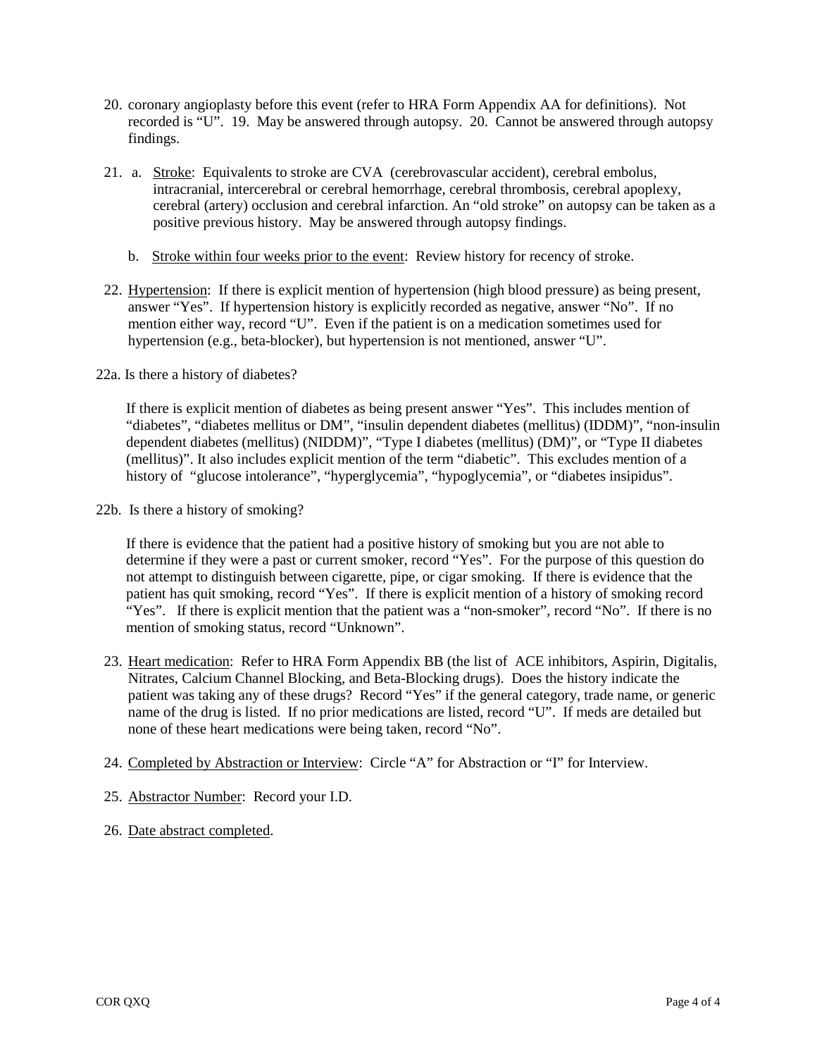20. coronary angioplasty before this event (refer to HRA Form Appendix AA for definitions). Not recorded is "U". 19. May be answered through autopsy. 20. Cannot be answered through autopsy findings.

21. a. Stroke: Equivalents to stroke are CVA (cerebrovascular accident), cerebral embolus, intracranial, intercerebral or cerebral hemorrhage, cerebral thrombosis, cerebral apoplexy, cerebral (artery) occlusion and cerebral infarction. An "old stroke" on autopsy can be taken as a positive previous history. May be answered through autopsy findings.

    b. Stroke within four weeks prior to the event: Review history for recency of stroke.

22. Hypertension: If there is explicit mention of hypertension (high blood pressure) as being present, answer "Yes". If hypertension history is explicitly recorded as negative, answer "No". If no mention either way, record "U". Even if the patient is on a medication sometimes used for hypertension (e.g., beta-blocker), but hypertension is not mentioned, answer "U".

22a. Is there a history of diabetes?

If there is explicit mention of diabetes as being present answer "Yes". This includes mention of "diabetes", "diabetes mellitus or DM", "insulin dependent diabetes (mellitus) (IDDM)", "non-insulin dependent diabetes (mellitus) (NIDDM)", "Type I diabetes (mellitus) (DM)", or "Type II diabetes (mellitus)". It also includes explicit mention of the term "diabetic". This excludes mention of a history of "glucose intolerance", "hyperglycemia", "hypoglycemia", or "diabetes insipidus".

22b. Is there a history of smoking?

If there is evidence that the patient had a positive history of smoking but you are not able to determine if they were a past or current smoker, record "Yes". For the purpose of this question do not attempt to distinguish between cigarette, pipe, or cigar smoking. If there is evidence that the patient has quit smoking, record "Yes". If there is explicit mention of a history of smoking record "Yes". If there is explicit mention that the patient was a "non-smoker", record "No". If there is no mention of smoking status, record "Unknown".

23. Heart medication: Refer to HRA Form Appendix BB (the list of ACE inhibitors, Aspirin, Digitalis, Nitrates, Calcium Channel Blocking, and Beta-Blocking drugs). Does the history indicate the patient was taking any of these drugs? Record "Yes" if the general category, trade name, or generic name of the drug is listed. If no prior medications are listed, record "U". If meds are detailed but none of these heart medications were being taken, record "No".

24. Completed by Abstraction or Interview: Circle "A" for Abstraction or "I" for Interview.

25. Abstractor Number: Record your I.D.

26. Date abstract completed.